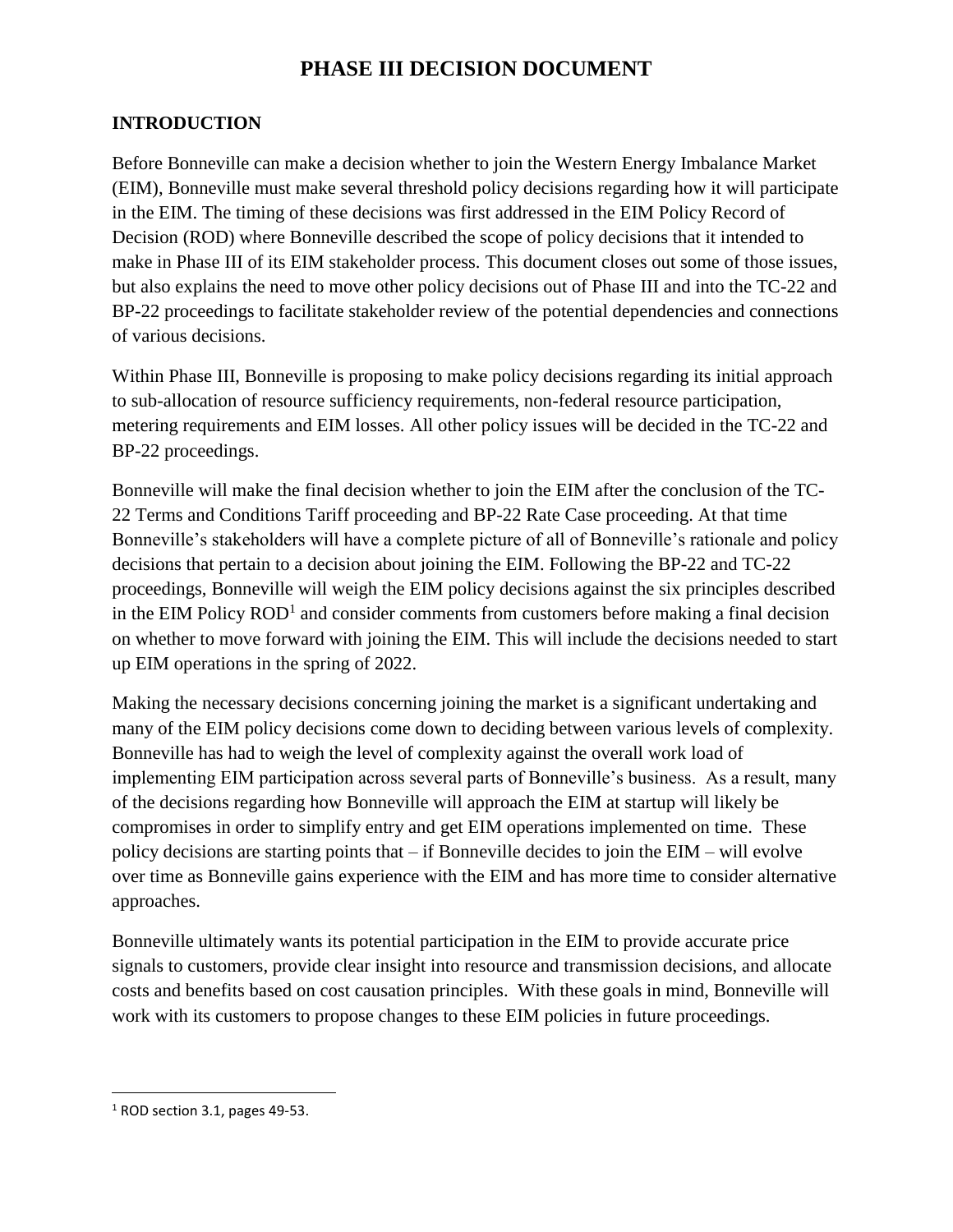# PHASE III DECISION DOCUMENT

## INTRODUCTION

Before Bonneville can make a decision whether to join the Western Energy Imbalance Market (EIM), Bonneville must make several threshold policy decisions regarding how it will participate in the EIM. The timing of these decisions was first addressed in the EIM Policy Record of Decision (ROD) where Bonneville described the scope of policy decisions that it intended to make in Phase III of its EIM stakeholder process. This document closes out some of those issues, but also explains the need to move other policy decisions out of Phase III and into the TC-22 and BP-22 proceedings to facilitate stakeholder review of the potential dependencies and connections of various decisions.

Within Phase III, Bonneville is proposing to make policy decisions regarding its initial approach to sub-allocation of resource sufficiency requirements, non-federal resource participation, metering requirements and EIM losses. All other policy issues will be decided in the TC-22 and BP-22 proceedings.

Bonneville will make the final decision whether to join the EIM after the conclusion of the TC-22 Terms and Conditions Tariff proceeding and BP-22 Rate Case proceeding. At that time Bonneville's stakeholders will have a complete picture of all of Bonneville's rationale and policy decisions that pertain to a decision about joining the EIM. Following the BP-22 and TC-22 proceedings, Bonneville will weigh the EIM policy decisions against the six principles described in the EIM Policy ROD[1] and consider comments from customers before making a final decision on whether to move forward with joining the EIM. This will include the decisions needed to start up EIM operations in the spring of 2022.

Making the necessary decisions concerning joining the market is a significant undertaking and many of the EIM policy decisions come down to deciding between various levels of complexity. Bonneville has had to weigh the level of complexity against the overall work load of implementing EIM participation across several parts of Bonneville's business. As a result, many of the decisions regarding how Bonneville will approach the EIM at startup will likely be compromises in order to simplify entry and get EIM operations implemented on time. These policy decisions are starting points that – if Bonneville decides to join the EIM – will evolve over time as Bonneville gains experience with the EIM and has more time to consider alternative approaches.

Bonneville ultimately wants its potential participation in the EIM to provide accurate price signals to customers, provide clear insight into resource and transmission decisions, and allocate costs and benefits based on cost causation principles. With these goals in mind, Bonneville will work with its customers to propose changes to these EIM policies in future proceedings.

---

[1] ROD section 3.1, pages 49-53.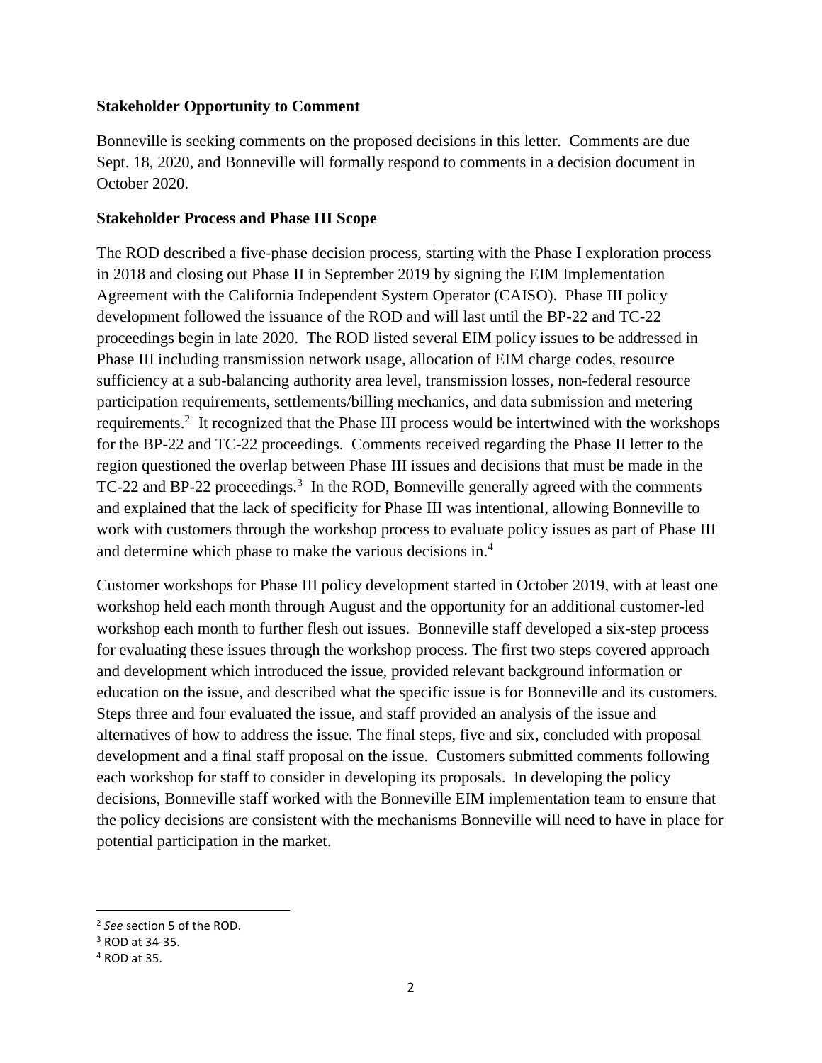**Stakeholder Opportunity to Comment**

Bonneville is seeking comments on the proposed decisions in this letter. Comments are due Sept. 18, 2020, and Bonneville will formally respond to comments in a decision document in October 2020.

**Stakeholder Process and Phase III Scope**

The ROD described a five-phase decision process, starting with the Phase I exploration process in 2018 and closing out Phase II in September 2019 by signing the EIM Implementation Agreement with the California Independent System Operator (CAISO). Phase III policy development followed the issuance of the ROD and will last until the BP-22 and TC-22 proceedings begin in late 2020. The ROD listed several EIM policy issues to be addressed in Phase III including transmission network usage, allocation of EIM charge codes, resource sufficiency at a sub-balancing authority area level, transmission losses, non-federal resource participation requirements, settlements/billing mechanics, and data submission and metering requirements.[2] It recognized that the Phase III process would be intertwined with the workshops for the BP-22 and TC-22 proceedings. Comments received regarding the Phase II letter to the region questioned the overlap between Phase III issues and decisions that must be made in the TC-22 and BP-22 proceedings.[3] In the ROD, Bonneville generally agreed with the comments and explained that the lack of specificity for Phase III was intentional, allowing Bonneville to work with customers through the workshop process to evaluate policy issues as part of Phase III and determine which phase to make the various decisions in.[4]

Customer workshops for Phase III policy development started in October 2019, with at least one workshop held each month through August and the opportunity for an additional customer-led workshop each month to further flesh out issues. Bonneville staff developed a six-step process for evaluating these issues through the workshop process. The first two steps covered approach and development which introduced the issue, provided relevant background information or education on the issue, and described what the specific issue is for Bonneville and its customers. Steps three and four evaluated the issue, and staff provided an analysis of the issue and alternatives of how to address the issue. The final steps, five and six, concluded with proposal development and a final staff proposal on the issue. Customers submitted comments following each workshop for staff to consider in developing its proposals. In developing the policy decisions, Bonneville staff worked with the Bonneville EIM implementation team to ensure that the policy decisions are consistent with the mechanisms Bonneville will need to have in place for potential participation in the market.

---

[2] *See* section 5 of the ROD.

[3] ROD at 34-35.

[4] ROD at 35.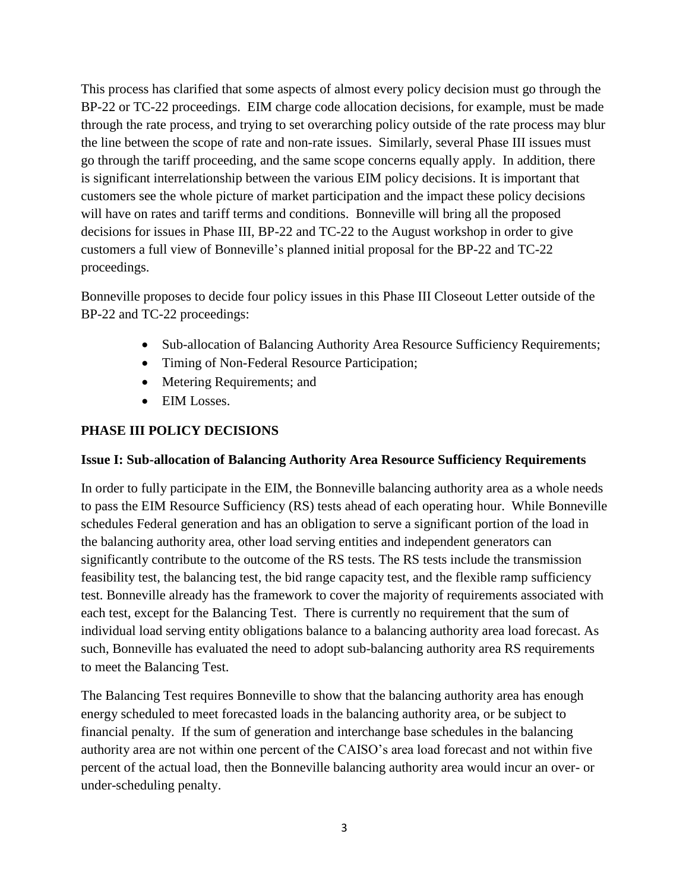This process has clarified that some aspects of almost every policy decision must go through the BP-22 or TC-22 proceedings. EIM charge code allocation decisions, for example, must be made through the rate process, and trying to set overarching policy outside of the rate process may blur the line between the scope of rate and non-rate issues. Similarly, several Phase III issues must go through the tariff proceeding, and the same scope concerns equally apply. In addition, there is significant interrelationship between the various EIM policy decisions. It is important that customers see the whole picture of market participation and the impact these policy decisions will have on rates and tariff terms and conditions. Bonneville will bring all the proposed decisions for issues in Phase III, BP-22 and TC-22 to the August workshop in order to give customers a full view of Bonneville's planned initial proposal for the BP-22 and TC-22 proceedings.

Bonneville proposes to decide four policy issues in this Phase III Closeout Letter outside of the BP-22 and TC-22 proceedings:

- Sub-allocation of Balancing Authority Area Resource Sufficiency Requirements;
- Timing of Non-Federal Resource Participation;
- Metering Requirements; and
- EIM Losses.

## PHASE III POLICY DECISIONS

### Issue I: Sub-allocation of Balancing Authority Area Resource Sufficiency Requirements

In order to fully participate in the EIM, the Bonneville balancing authority area as a whole needs to pass the EIM Resource Sufficiency (RS) tests ahead of each operating hour. While Bonneville schedules Federal generation and has an obligation to serve a significant portion of the load in the balancing authority area, other load serving entities and independent generators can significantly contribute to the outcome of the RS tests. The RS tests include the transmission feasibility test, the balancing test, the bid range capacity test, and the flexible ramp sufficiency test. Bonneville already has the framework to cover the majority of requirements associated with each test, except for the Balancing Test. There is currently no requirement that the sum of individual load serving entity obligations balance to a balancing authority area load forecast. As such, Bonneville has evaluated the need to adopt sub-balancing authority area RS requirements to meet the Balancing Test.

The Balancing Test requires Bonneville to show that the balancing authority area has enough energy scheduled to meet forecasted loads in the balancing authority area, or be subject to financial penalty. If the sum of generation and interchange base schedules in the balancing authority area are not within one percent of the CAISO's area load forecast and not within five percent of the actual load, then the Bonneville balancing authority area would incur an over- or under-scheduling penalty.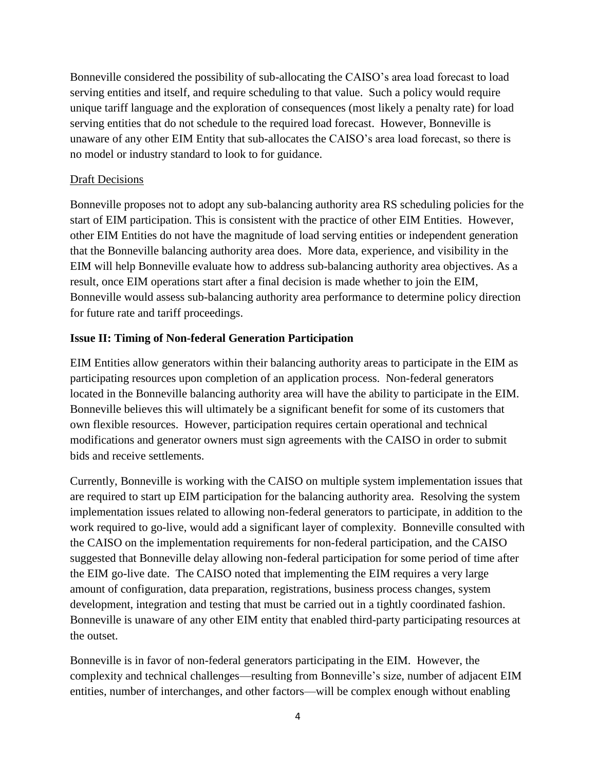Bonneville considered the possibility of sub-allocating the CAISO's area load forecast to load serving entities and itself, and require scheduling to that value. Such a policy would require unique tariff language and the exploration of consequences (most likely a penalty rate) for load serving entities that do not schedule to the required load forecast. However, Bonneville is unaware of any other EIM Entity that sub-allocates the CAISO's area load forecast, so there is no model or industry standard to look to for guidance.

Draft Decisions

Bonneville proposes not to adopt any sub-balancing authority area RS scheduling policies for the start of EIM participation. This is consistent with the practice of other EIM Entities. However, other EIM Entities do not have the magnitude of load serving entities or independent generation that the Bonneville balancing authority area does. More data, experience, and visibility in the EIM will help Bonneville evaluate how to address sub-balancing authority area objectives. As a result, once EIM operations start after a final decision is made whether to join the EIM, Bonneville would assess sub-balancing authority area performance to determine policy direction for future rate and tariff proceedings.

**Issue II: Timing of Non-federal Generation Participation**

EIM Entities allow generators within their balancing authority areas to participate in the EIM as participating resources upon completion of an application process. Non-federal generators located in the Bonneville balancing authority area will have the ability to participate in the EIM. Bonneville believes this will ultimately be a significant benefit for some of its customers that own flexible resources. However, participation requires certain operational and technical modifications and generator owners must sign agreements with the CAISO in order to submit bids and receive settlements.

Currently, Bonneville is working with the CAISO on multiple system implementation issues that are required to start up EIM participation for the balancing authority area. Resolving the system implementation issues related to allowing non-federal generators to participate, in addition to the work required to go-live, would add a significant layer of complexity. Bonneville consulted with the CAISO on the implementation requirements for non-federal participation, and the CAISO suggested that Bonneville delay allowing non-federal participation for some period of time after the EIM go-live date. The CAISO noted that implementing the EIM requires a very large amount of configuration, data preparation, registrations, business process changes, system development, integration and testing that must be carried out in a tightly coordinated fashion. Bonneville is unaware of any other EIM entity that enabled third-party participating resources at the outset.

Bonneville is in favor of non-federal generators participating in the EIM. However, the complexity and technical challenges—resulting from Bonneville's size, number of adjacent EIM entities, number of interchanges, and other factors—will be complex enough without enabling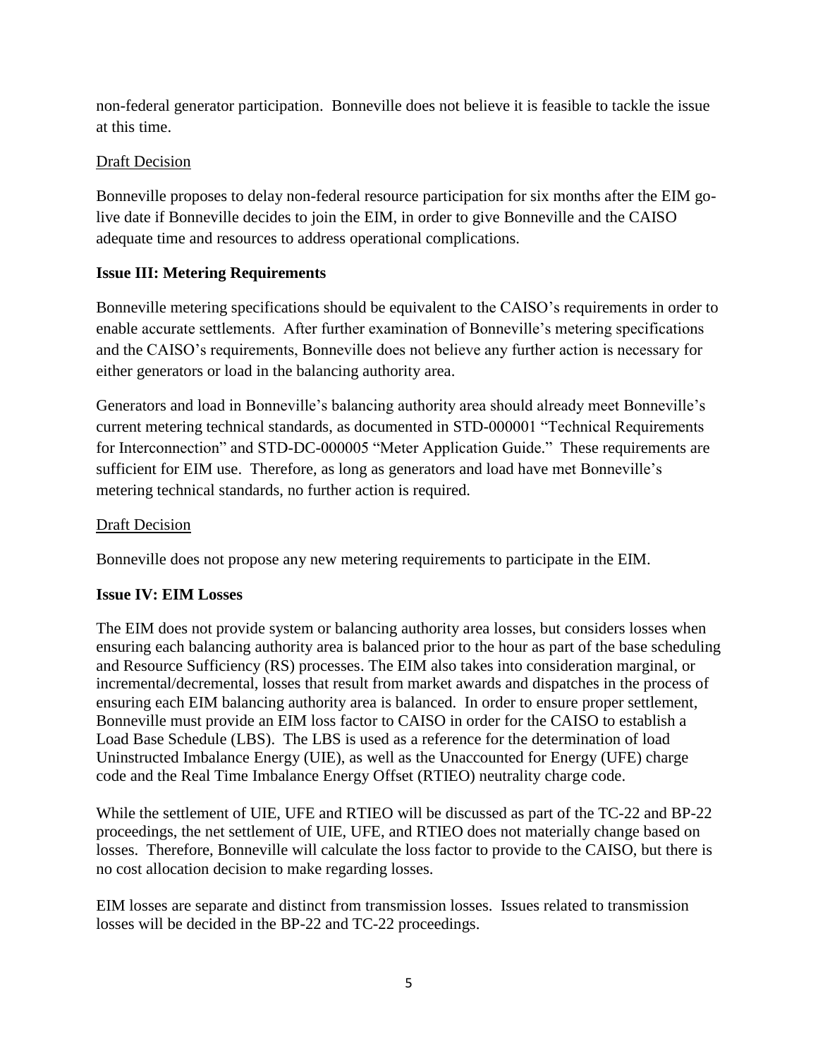non-federal generator participation. Bonneville does not believe it is feasible to tackle the issue at this time.

Draft Decision

Bonneville proposes to delay non-federal resource participation for six months after the EIM go-live date if Bonneville decides to join the EIM, in order to give Bonneville and the CAISO adequate time and resources to address operational complications.

**Issue III: Metering Requirements**

Bonneville metering specifications should be equivalent to the CAISO's requirements in order to enable accurate settlements. After further examination of Bonneville's metering specifications and the CAISO's requirements, Bonneville does not believe any further action is necessary for either generators or load in the balancing authority area.

Generators and load in Bonneville's balancing authority area should already meet Bonneville's current metering technical standards, as documented in STD-000001 "Technical Requirements for Interconnection" and STD-DC-000005 "Meter Application Guide." These requirements are sufficient for EIM use. Therefore, as long as generators and load have met Bonneville's metering technical standards, no further action is required.

Draft Decision

Bonneville does not propose any new metering requirements to participate in the EIM.

**Issue IV: EIM Losses**

The EIM does not provide system or balancing authority area losses, but considers losses when ensuring each balancing authority area is balanced prior to the hour as part of the base scheduling and Resource Sufficiency (RS) processes. The EIM also takes into consideration marginal, or incremental/decremental, losses that result from market awards and dispatches in the process of ensuring each EIM balancing authority area is balanced. In order to ensure proper settlement, Bonneville must provide an EIM loss factor to CAISO in order for the CAISO to establish a Load Base Schedule (LBS). The LBS is used as a reference for the determination of load Uninstructed Imbalance Energy (UIE), as well as the Unaccounted for Energy (UFE) charge code and the Real Time Imbalance Energy Offset (RTIEO) neutrality charge code.

While the settlement of UIE, UFE and RTIEO will be discussed as part of the TC-22 and BP-22 proceedings, the net settlement of UIE, UFE, and RTIEO does not materially change based on losses. Therefore, Bonneville will calculate the loss factor to provide to the CAISO, but there is no cost allocation decision to make regarding losses.

EIM losses are separate and distinct from transmission losses. Issues related to transmission losses will be decided in the BP-22 and TC-22 proceedings.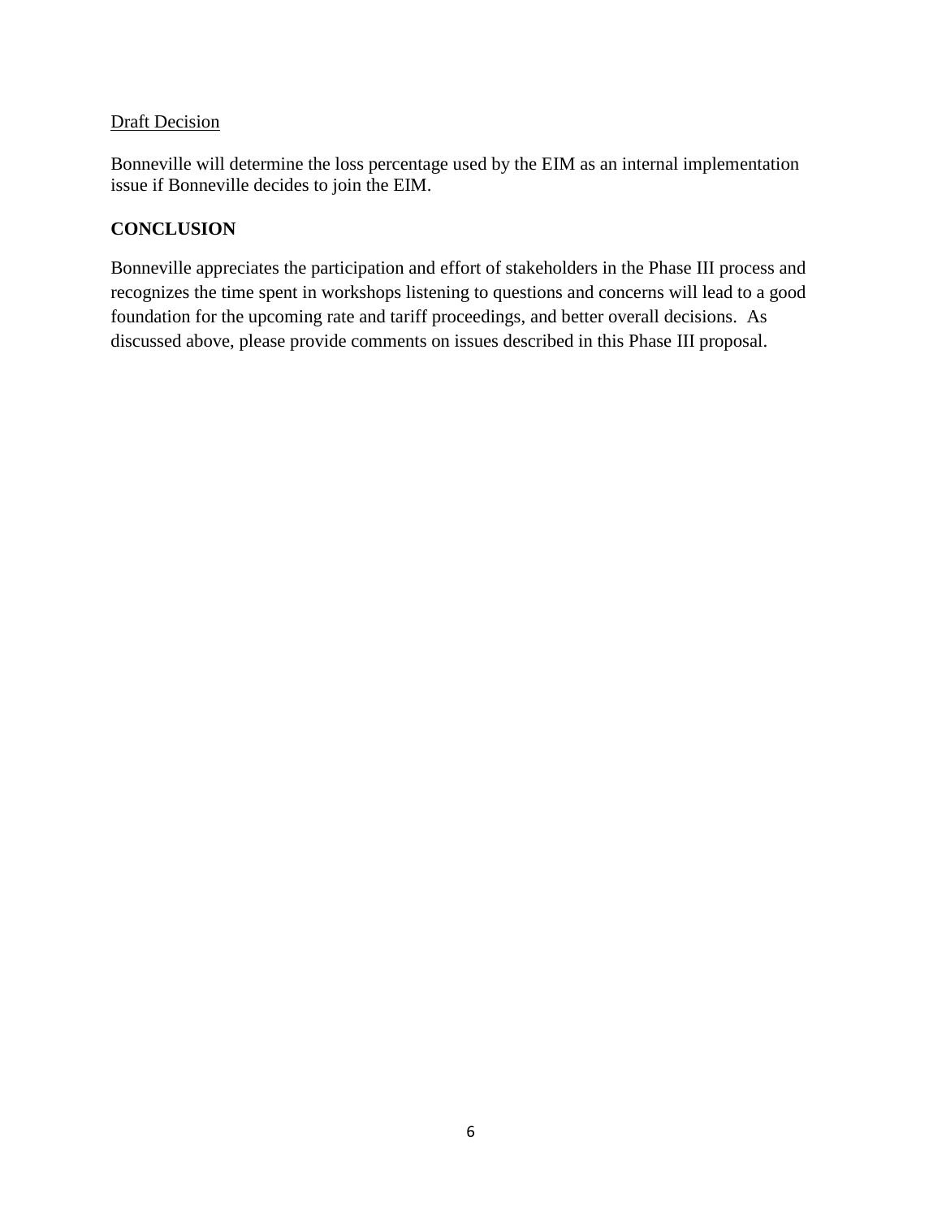Draft Decision

Bonneville will determine the loss percentage used by the EIM as an internal implementation issue if Bonneville decides to join the EIM.

## CONCLUSION

Bonneville appreciates the participation and effort of stakeholders in the Phase III process and recognizes the time spent in workshops listening to questions and concerns will lead to a good foundation for the upcoming rate and tariff proceedings, and better overall decisions. As discussed above, please provide comments on issues described in this Phase III proposal.